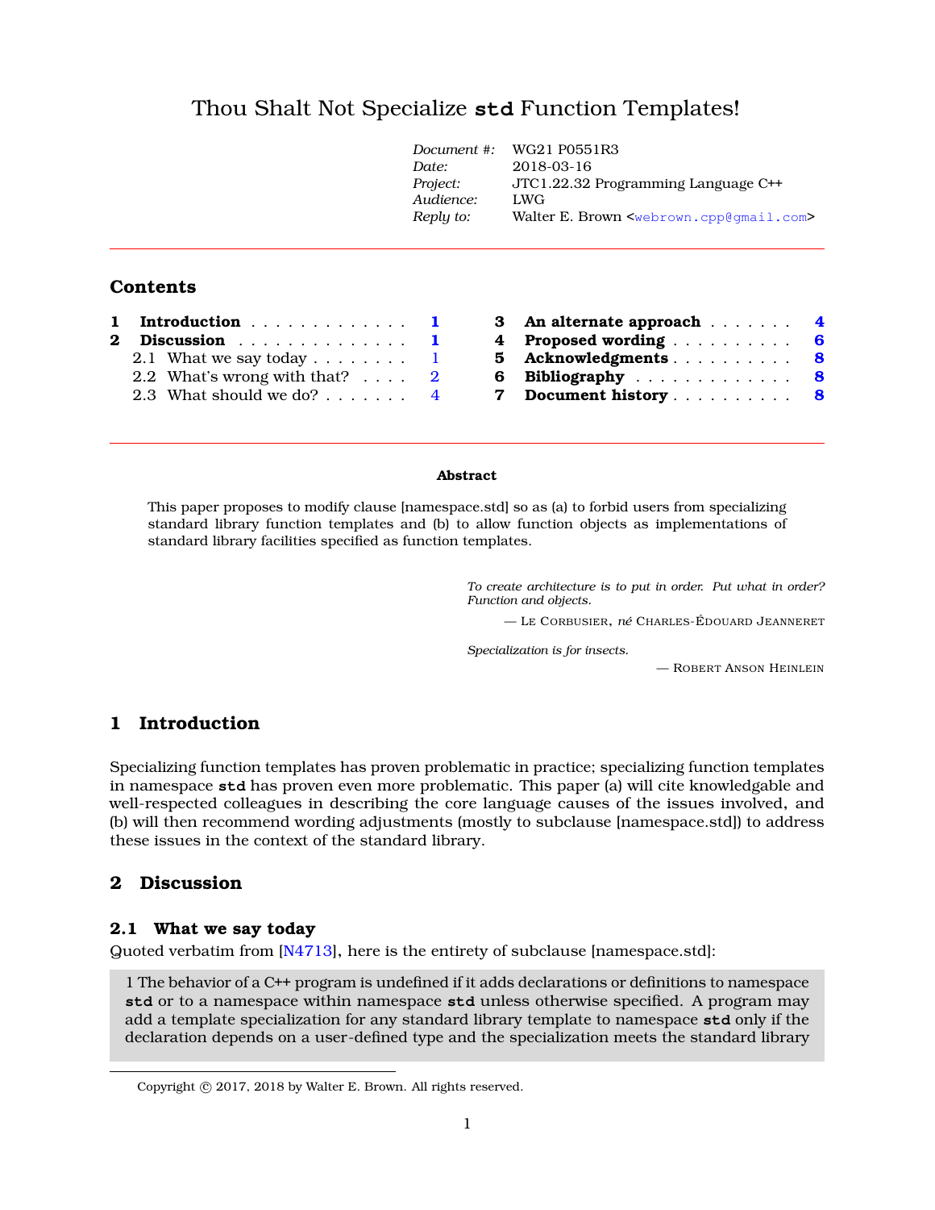# Thou Shalt Not Specialize `std` Function Templates!

| | |
|---|---|
| *Document #:* | WG21 P0551R3 |
| *Date:* | 2018-03-16 |
| *Project:* | JTC1.22.32 Programming Language C++ |
| *Audience:* | LWG |
| *Reply to:* | Walter E. Brown <webrown.cpp@gmail.com> |

## Contents

1 **Introduction** . . . 1
2 **Discussion** . . . 1
  2.1 What we say today . . . 1
  2.2 What's wrong with that? . . . 2
  2.3 What should we do? . . . 4
3 **An alternate approach** . . . 4
4 **Proposed wording** . . . 6
5 **Acknowledgments** . . . 8
6 **Bibliography** . . . 8
7 **Document history** . . . 8

**Abstract**

This paper proposes to modify clause [namespace.std] so as (a) to forbid users from specializing standard library function templates and (b) to allow function objects as implementations of standard library facilities specified as function templates.

> *To create architecture is to put in order. Put what in order? Function and objects.*
>
> — Le Corbusier, *né* Charles-Édouard Jeanneret

> *Specialization is for insects.*
>
> — Robert Anson Heinlein

## 1 Introduction

Specializing function templates has proven problematic in practice; specializing function templates in namespace **std** has proven even more problematic. This paper (a) will cite knowledgable and well-respected colleagues in describing the core language causes of the issues involved, and (b) will then recommend wording adjustments (mostly to subclause [namespace.std]) to address these issues in the context of the standard library.

## 2 Discussion

### 2.1 What we say today

Quoted verbatim from [N4713], here is the entirety of subclause [namespace.std]:

> 1 The behavior of a C++ program is undefined if it adds declarations or definitions to namespace **std** or to a namespace within namespace **std** unless otherwise specified. A program may add a template specialization for any standard library template to namespace **std** only if the declaration depends on a user-defined type and the specialization meets the standard library

Copyright © 2017, 2018 by Walter E. Brown. All rights reserved.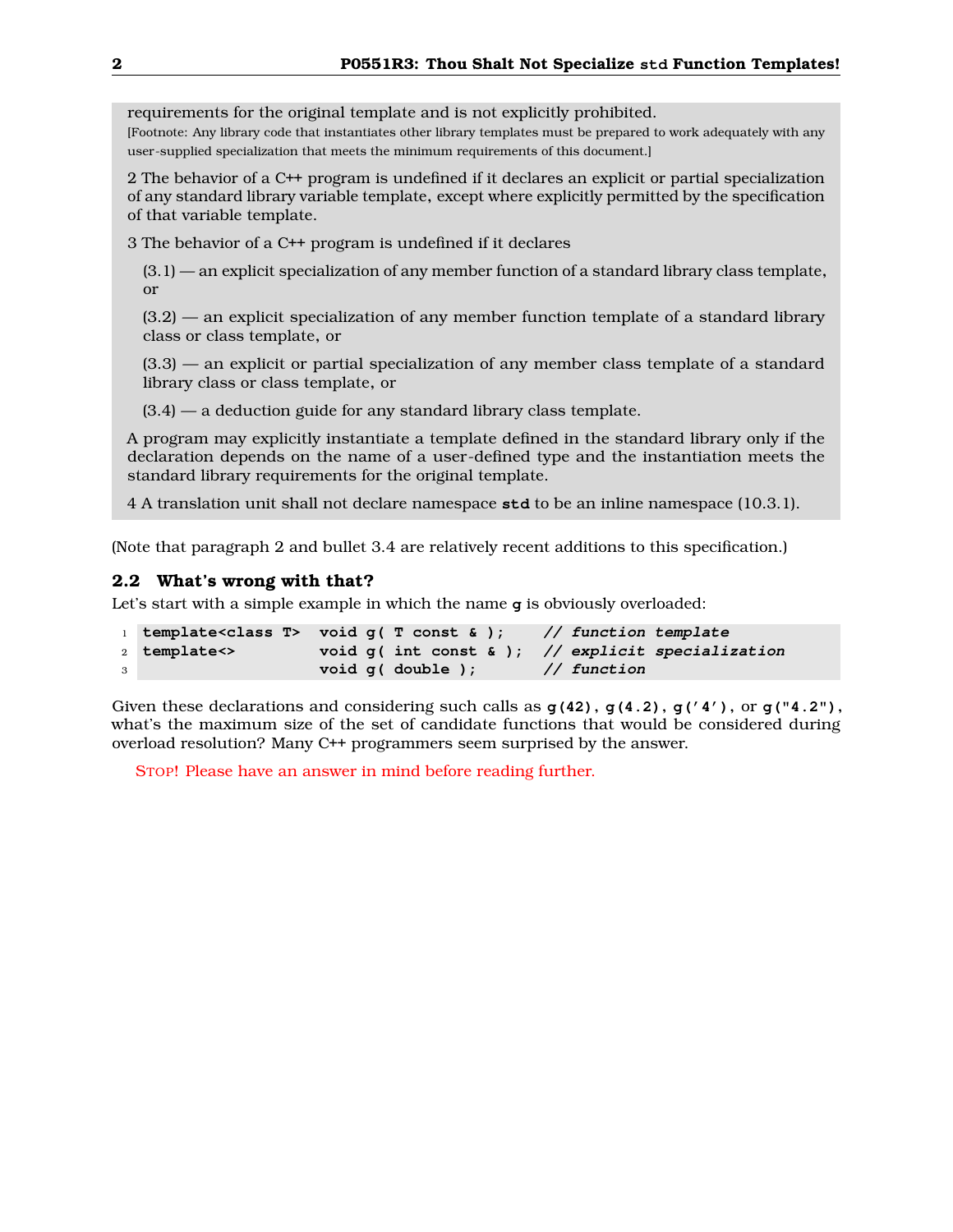requirements for the original template and is not explicitly prohibited.
[Footnote: Any library code that instantiates other library templates must be prepared to work adequately with any user-supplied specialization that meets the minimum requirements of this document.]

2 The behavior of a C++ program is undefined if it declares an explicit or partial specialization of any standard library variable template, except where explicitly permitted by the specification of that variable template.

3 The behavior of a C++ program is undefined if it declares

(3.1) — an explicit specialization of any member function of a standard library class template, or

(3.2) — an explicit specialization of any member function template of a standard library class or class template, or

(3.3) — an explicit or partial specialization of any member class template of a standard library class or class template, or

(3.4) — a deduction guide for any standard library class template.

A program may explicitly instantiate a template defined in the standard library only if the declaration depends on the name of a user-defined type and the instantiation meets the standard library requirements for the original template.

4 A translation unit shall not declare namespace **std** to be an inline namespace (10.3.1).

(Note that paragraph 2 and bullet 3.4 are relatively recent additions to this specification.)

## 2.2 What's wrong with that?

Let's start with a simple example in which the name **g** is obviously overloaded:

```
template<class T>  void g( T const & );    // function template
template<>         void g( int const & );  // explicit specialization
                   void g( double );       // function
```

Given these declarations and considering such calls as **g(42)**, **g(4.2)**, **g('4')**, or **g("4.2")**, what's the maximum size of the set of candidate functions that would be considered during overload resolution? Many C++ programmers seem surprised by the answer.

STOP! Please have an answer in mind before reading further.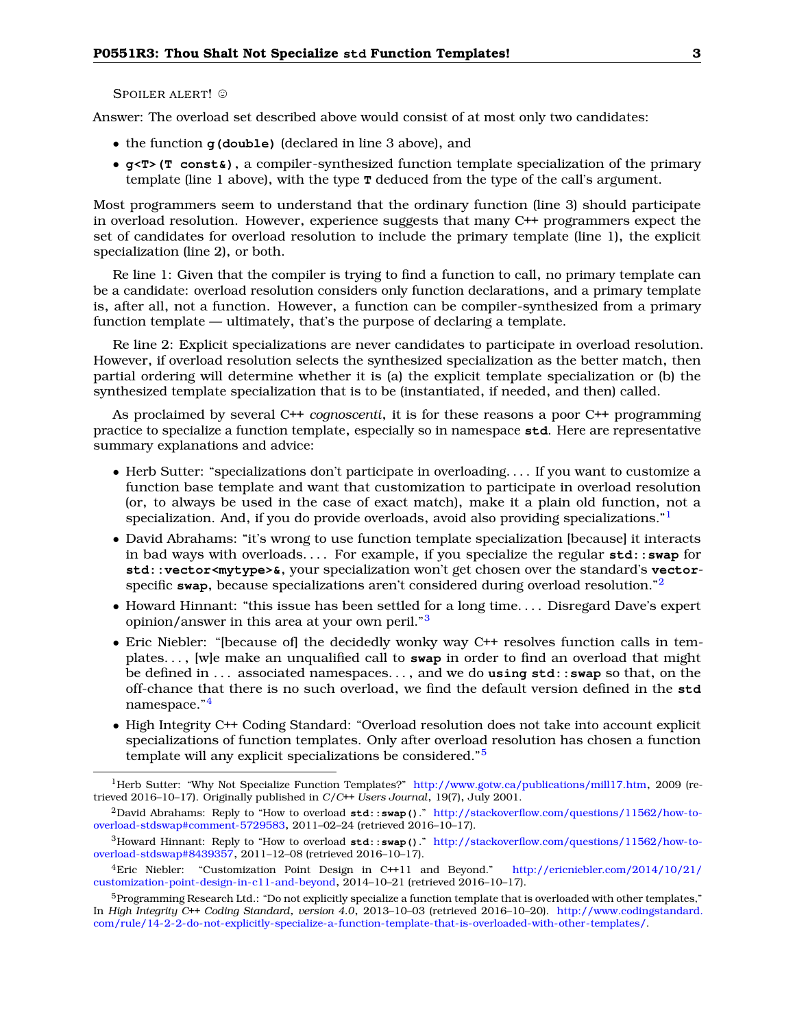Spoiler alert! ☺

Answer: The overload set described above would consist of at most only two candidates:

- the function **`g(double)`** (declared in line 3 above), and
- **`g<T>(T const&)`**, a compiler-synthesized function template specialization of the primary template (line 1 above), with the type **`T`** deduced from the type of the call's argument.

Most programmers seem to understand that the ordinary function (line 3) should participate in overload resolution. However, experience suggests that many C++ programmers expect the set of candidates for overload resolution to include the primary template (line 1), the explicit specialization (line 2), or both.

Re line 1: Given that the compiler is trying to find a function to call, no primary template can be a candidate: overload resolution considers only function declarations, and a primary template is, after all, not a function. However, a function can be compiler-synthesized from a primary function template — ultimately, that's the purpose of declaring a template.

Re line 2: Explicit specializations are never candidates to participate in overload resolution. However, if overload resolution selects the synthesized specialization as the better match, then partial ordering will determine whether it is (a) the explicit template specialization or (b) the synthesized template specialization that is to be (instantiated, if needed, and then) called.

As proclaimed by several C++ *cognoscenti*, it is for these reasons a poor C++ programming practice to specialize a function template, especially so in namespace **`std`**. Here are representative summary explanations and advice:

- Herb Sutter: "specializations don't participate in overloading. . . . If you want to customize a function base template and want that customization to participate in overload resolution (or, to always be used in the case of exact match), make it a plain old function, not a specialization. And, if you do provide overloads, avoid also providing specializations."[1]
- David Abrahams: "it's wrong to use function template specialization [because] it interacts in bad ways with overloads. . . . For example, if you specialize the regular **`std::swap`** for **`std::vector<mytype>&`**, your specialization won't get chosen over the standard's **`vector`**-specific **`swap`**, because specializations aren't considered during overload resolution."[2]
- Howard Hinnant: "this issue has been settled for a long time. . . . Disregard Dave's expert opinion/answer in this area at your own peril."[3]
- Eric Niebler: "[because of] the decidedly wonky way C++ resolves function calls in templates. . . , [w]e make an unqualified call to **`swap`** in order to find an overload that might be defined in . . . associated namespaces. . . , and we do **`using std::swap`** so that, on the off-chance that there is no such overload, we find the default version defined in the **`std`** namespace."[4]
- High Integrity C++ Coding Standard: "Overload resolution does not take into account explicit specializations of function templates. Only after overload resolution has chosen a function template will any explicit specializations be considered."[5]

---

[1] Herb Sutter: "Why Not Specialize Function Templates?" http://www.gotw.ca/publications/mill17.htm, 2009 (retrieved 2016–10–17). Originally published in *C/C++ Users Journal*, 19(7), July 2001.

[2] David Abrahams: Reply to "How to overload **`std::swap()`**." http://stackoverflow.com/questions/11562/how-to-overload-stdswap#comment-5729583, 2011–02–24 (retrieved 2016–10–17).

[3] Howard Hinnant: Reply to "How to overload **`std::swap()`**." http://stackoverflow.com/questions/11562/how-to-overload-stdswap#8439357, 2011–12–08 (retrieved 2016–10–17).

[4] Eric Niebler: "Customization Point Design in C++11 and Beyond." http://ericniebler.com/2014/10/21/customization-point-design-in-c11-and-beyond, 2014–10–21 (retrieved 2016–10–17).

[5] Programming Research Ltd.: "Do not explicitly specialize a function template that is overloaded with other templates," In *High Integrity C++ Coding Standard, version 4.0*, 2013–10–03 (retrieved 2016–10–20). http://www.codingstandard.com/rule/14-2-2-do-not-explicitly-specialize-a-function-template-that-is-overloaded-with-other-templates/.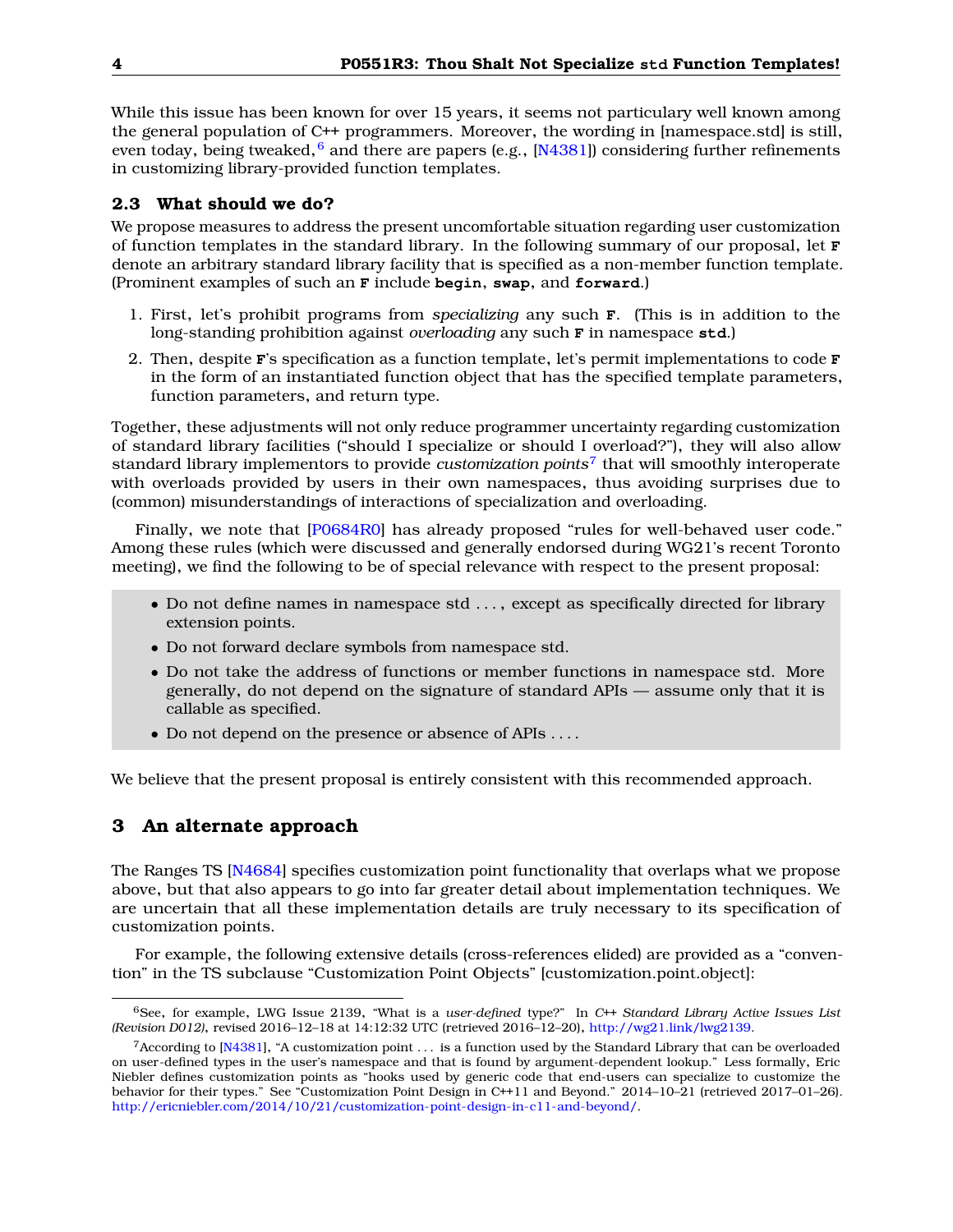While this issue has been known for over 15 years, it seems not particulary well known among the general population of C++ programmers. Moreover, the wording in [namespace.std] is still, even today, being tweaked,[6] and there are papers (e.g., [N4381]) considering further refinements in customizing library-provided function templates.

### 2.3 What should we do?

We propose measures to address the present uncomfortable situation regarding user customization of function templates in the standard library. In the following summary of our proposal, let **F** denote an arbitrary standard library facility that is specified as a non-member function template. (Prominent examples of such an **F** include **begin**, **swap**, and **forward**.)

1. First, let's prohibit programs from *specializing* any such **F**. (This is in addition to the long-standing prohibition against *overloading* any such **F** in namespace **std**.)
2. Then, despite **F**'s specification as a function template, let's permit implementations to code **F** in the form of an instantiated function object that has the specified template parameters, function parameters, and return type.

Together, these adjustments will not only reduce programmer uncertainty regarding customization of standard library facilities ("should I specialize or should I overload?"), they will also allow standard library implementors to provide *customization points*[7] that will smoothly interoperate with overloads provided by users in their own namespaces, thus avoiding surprises due to (common) misunderstandings of interactions of specialization and overloading.

Finally, we note that [P0684R0] has already proposed "rules for well-behaved user code." Among these rules (which were discussed and generally endorsed during WG21's recent Toronto meeting), we find the following to be of special relevance with respect to the present proposal:

> - Do not define names in namespace std . . . , except as specifically directed for library extension points.
> - Do not forward declare symbols from namespace std.
> - Do not take the address of functions or member functions in namespace std. More generally, do not depend on the signature of standard APIs — assume only that it is callable as specified.
> - Do not depend on the presence or absence of APIs . . . .

We believe that the present proposal is entirely consistent with this recommended approach.

## 3 An alternate approach

The Ranges TS [N4684] specifies customization point functionality that overlaps what we propose above, but that also appears to go into far greater detail about implementation techniques. We are uncertain that all these implementation details are truly necessary to its specification of customization points.

For example, the following extensive details (cross-references elided) are provided as a "convention" in the TS subclause "Customization Point Objects" [customization.point.object]:

---

[6] See, for example, LWG Issue 2139, "What is a *user-defined* type?" In *C++ Standard Library Active Issues List (Revision D012)*, revised 2016–12–18 at 14:12:32 UTC (retrieved 2016–12–20), http://wg21.link/lwg2139.

[7] According to [N4381], "A customization point . . . is a function used by the Standard Library that can be overloaded on user-defined types in the user's namespace and that is found by argument-dependent lookup." Less formally, Eric Niebler defines customization points as "hooks used by generic code that end-users can specialize to customize the behavior for their types." See "Customization Point Design in C++11 and Beyond." 2014–10–21 (retrieved 2017–01–26). http://ericniebler.com/2014/10/21/customization-point-design-in-c11-and-beyond/.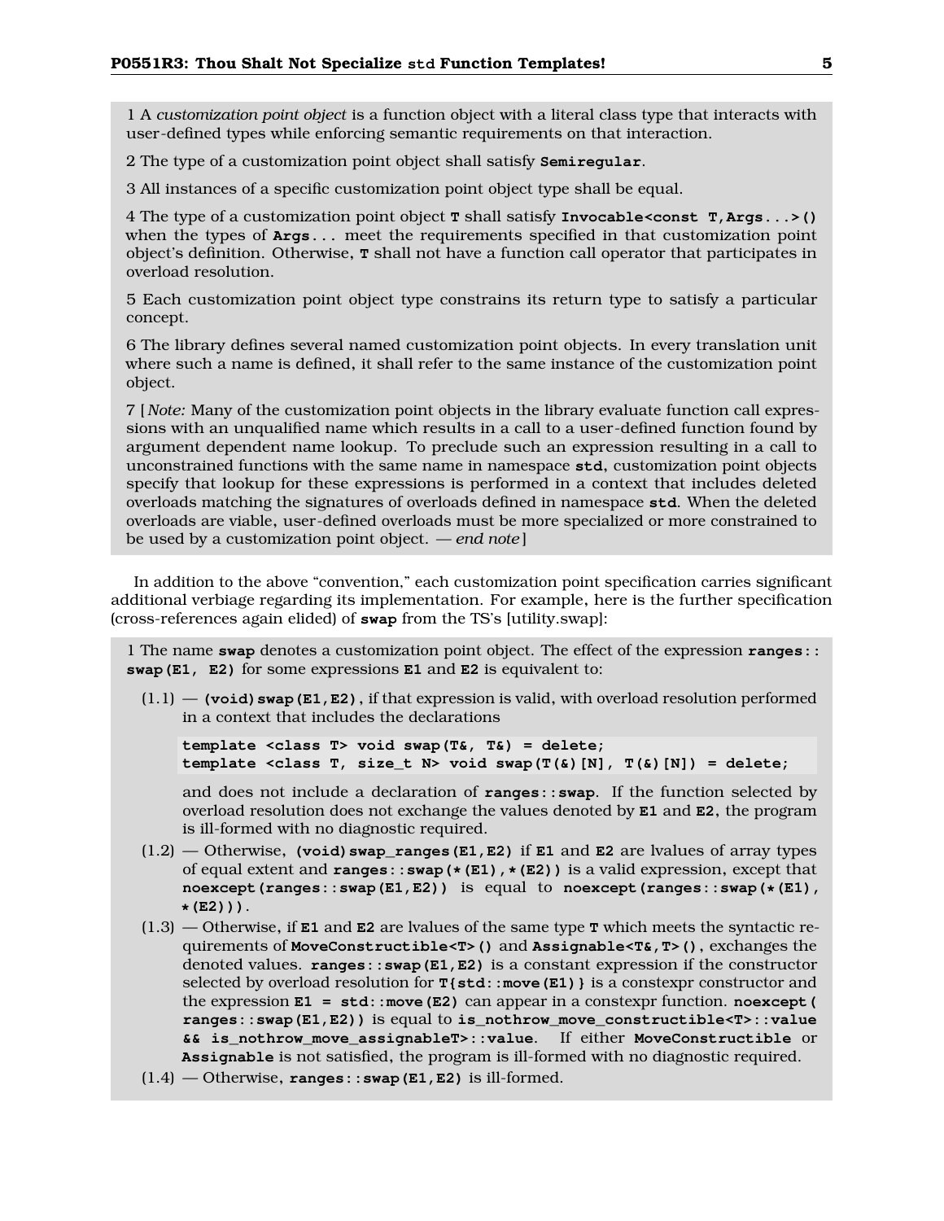> 1 A *customization point object* is a function object with a literal class type that interacts with user-defined types while enforcing semantic requirements on that interaction.
>
> 2 The type of a customization point object shall satisfy **`Semiregular`**.
>
> 3 All instances of a specific customization point object type shall be equal.
>
> 4 The type of a customization point object **`T`** shall satisfy **`Invocable<const T,Args...>()`** when the types of **`Args...`** meet the requirements specified in that customization point object's definition. Otherwise, **`T`** shall not have a function call operator that participates in overload resolution.
>
> 5 Each customization point object type constrains its return type to satisfy a particular concept.
>
> 6 The library defines several named customization point objects. In every translation unit where such a name is defined, it shall refer to the same instance of the customization point object.
>
> 7 [ *Note:* Many of the customization point objects in the library evaluate function call expressions with an unqualified name which results in a call to a user-defined function found by argument dependent name lookup. To preclude such an expression resulting in a call to unconstrained functions with the same name in namespace **`std`**, customization point objects specify that lookup for these expressions is performed in a context that includes deleted overloads matching the signatures of overloads defined in namespace **`std`**. When the deleted overloads are viable, user-defined overloads must be more specialized or more constrained to be used by a customization point object. — *end note* ]

In addition to the above "convention," each customization point specification carries significant additional verbiage regarding its implementation. For example, here is the further specification (cross-references again elided) of **`swap`** from the TS's [utility.swap]:

> 1 The name **`swap`** denotes a customization point object. The effect of the expression **`ranges::swap(E1, E2)`** for some expressions **`E1`** and **`E2`** is equivalent to:
>
> (1.1) — **`(void)swap(E1,E2)`**, if that expression is valid, with overload resolution performed in a context that includes the declarations
>
> ```
> template <class T> void swap(T&, T&) = delete;
> template <class T, size_t N> void swap(T(&)[N], T(&)[N]) = delete;
> ```
>
> and does not include a declaration of **`ranges::swap`**. If the function selected by overload resolution does not exchange the values denoted by **`E1`** and **`E2`**, the program is ill-formed with no diagnostic required.
>
> (1.2) — Otherwise, **`(void)swap_ranges(E1,E2)`** if **`E1`** and **`E2`** are lvalues of array types of equal extent and **`ranges::swap(*(E1),*(E2))`** is a valid expression, except that **`noexcept(ranges::swap(E1,E2))`** is equal to **`noexcept(ranges::swap(*(E1), *(E2)))`**.
>
> (1.3) — Otherwise, if **`E1`** and **`E2`** are lvalues of the same type **`T`** which meets the syntactic requirements of **`MoveConstructible<T>()`** and **`Assignable<T&,T>()`**, exchanges the denoted values. **`ranges::swap(E1,E2)`** is a constant expression if the constructor selected by overload resolution for **`T{std::move(E1)}`** is a constexpr constructor and the expression **`E1 = std::move(E2)`** can appear in a constexpr function. **`noexcept( ranges::swap(E1,E2))`** is equal to **`is_nothrow_move_constructible<T>::value && is_nothrow_move_assignableT>::value`**. If either **`MoveConstructible`** or **`Assignable`** is not satisfied, the program is ill-formed with no diagnostic required.
>
> (1.4) — Otherwise, **`ranges::swap(E1,E2)`** is ill-formed.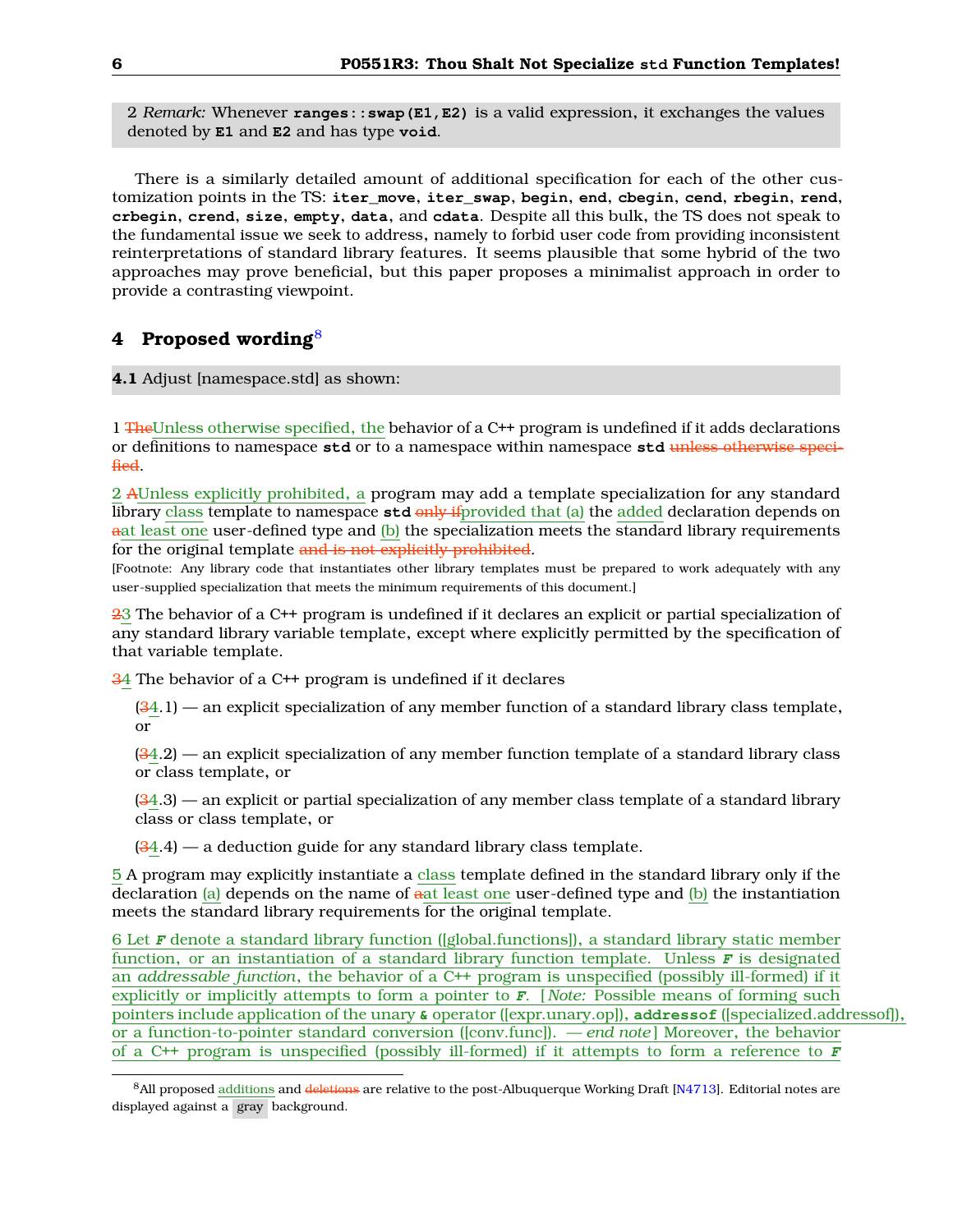2 *Remark:* Whenever **`ranges::swap(E1,E2)`** is a valid expression, it exchanges the values denoted by **`E1`** and **`E2`** and has type **`void`**.

There is a similarly detailed amount of additional specification for each of the other customization points in the TS: **`iter_move`**, **`iter_swap`**, **`begin`**, **`end`**, **`cbegin`**, **`cend`**, **`rbegin`**, **`rend`**, **`crbegin`**, **`crend`**, **`size`**, **`empty`**, **`data`**, and **`cdata`**. Despite all this bulk, the TS does not speak to the fundamental issue we seek to address, namely to forbid user code from providing inconsistent reinterpretations of standard library features. It seems plausible that some hybrid of the two approaches may prove beneficial, but this paper proposes a minimalist approach in order to provide a contrasting viewpoint.

## 4 Proposed wording[8]

**4.1** Adjust [namespace.std] as shown:

1 ~~The~~Unless otherwise specified, the behavior of a C++ program is undefined if it adds declarations or definitions to namespace **`std`** or to a namespace within namespace **`std`** ~~unless otherwise specified~~.

2 ~~A~~Unless explicitly prohibited, a program may add a template specialization for any standard library class template to namespace **`std`** ~~only if~~provided that (a) the added declaration depends on ~~a~~at least one user-defined type and (b) the specialization meets the standard library requirements for the original template ~~and is not explicitly prohibited~~.

[Footnote: Any library code that instantiates other library templates must be prepared to work adequately with any user-supplied specialization that meets the minimum requirements of this document.]

~~2~~3 The behavior of a C++ program is undefined if it declares an explicit or partial specialization of any standard library variable template, except where explicitly permitted by the specification of that variable template.

~~3~~4 The behavior of a C++ program is undefined if it declares

(~~3~~4.1) — an explicit specialization of any member function of a standard library class template, or

(~~3~~4.2) — an explicit specialization of any member function template of a standard library class or class template, or

(~~3~~4.3) — an explicit or partial specialization of any member class template of a standard library class or class template, or

(~~3~~4.4) — a deduction guide for any standard library class template.

5 A program may explicitly instantiate a class template defined in the standard library only if the declaration (a) depends on the name of ~~a~~at least one user-defined type and (b) the instantiation meets the standard library requirements for the original template.

6 Let ***`F`*** denote a standard library function ([global.functions]), a standard library static member function, or an instantiation of a standard library function template. Unless ***`F`*** is designated an *addressable function*, the behavior of a C++ program is unspecified (possibly ill-formed) if it explicitly or implicitly attempts to form a pointer to ***`F`***. [*Note:* Possible means of forming such pointers include application of the unary **`&`** operator ([expr.unary.op]), **`addressof`** ([specialized.addressof]), or a function-to-pointer standard conversion ([conv.func]). *— end note*] Moreover, the behavior of a C++ program is unspecified (possibly ill-formed) if it attempts to form a reference to ***`F`***

[8] All proposed additions and ~~deletions~~ are relative to the post-Albuquerque Working Draft [N4713]. Editorial notes are displayed against a gray background.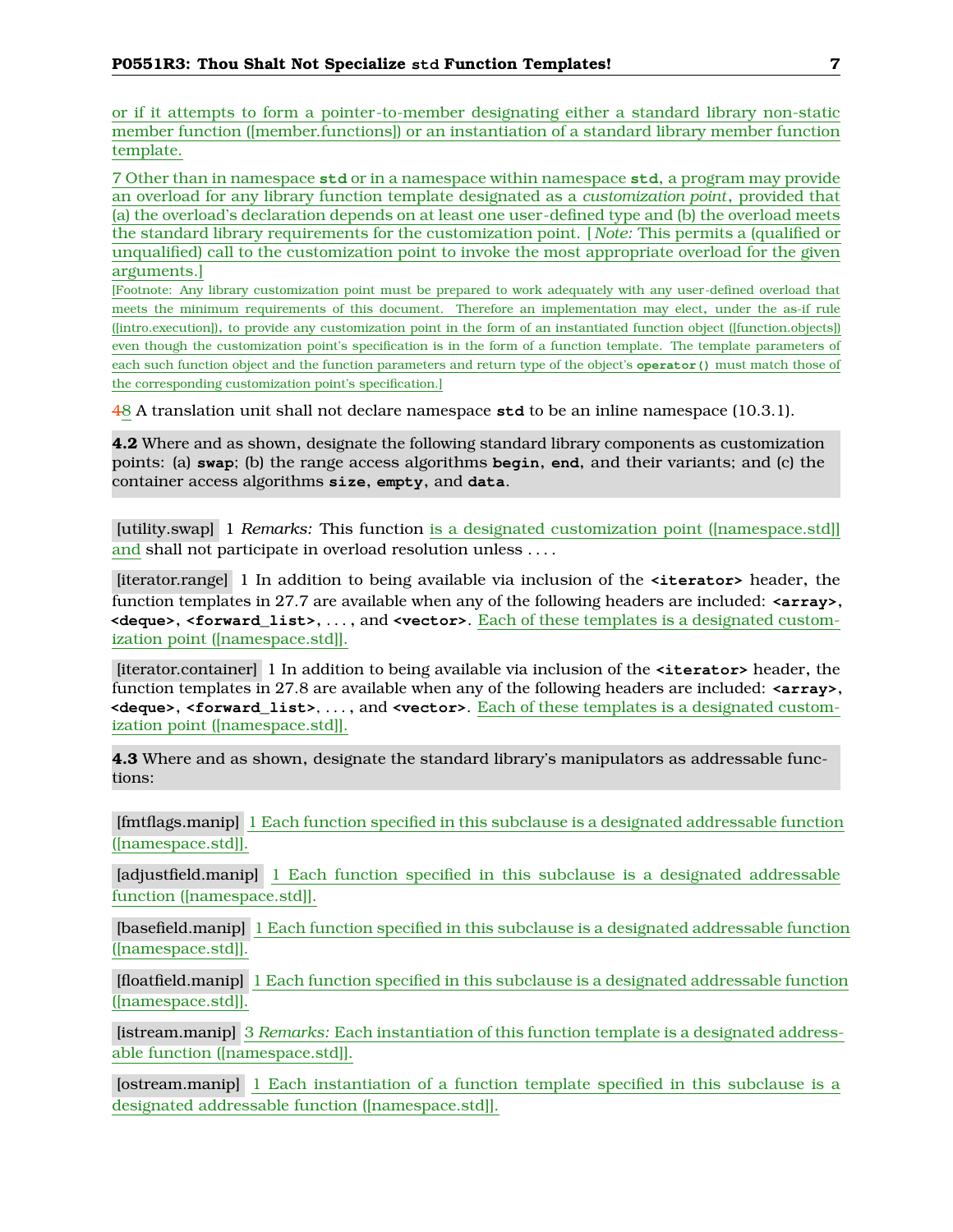or if it attempts to form a pointer-to-member designating either a standard library non-static member function ([member.functions]) or an instantiation of a standard library member function template.

7 Other than in namespace **std** or in a namespace within namespace **std**, a program may provide an overload for any library function template designated as a *customization point*, provided that (a) the overload's declaration depends on at least one user-defined type and (b) the overload meets the standard library requirements for the customization point. [ *Note:* This permits a (qualified or unqualified) call to the customization point to invoke the most appropriate overload for the given arguments.]

[Footnote: Any library customization point must be prepared to work adequately with any user-defined overload that meets the minimum requirements of this document. Therefore an implementation may elect, under the as-if rule ([intro.execution]), to provide any customization point in the form of an instantiated function object ([function.objects]) even though the customization point's specification is in the form of a function template. The template parameters of each such function object and the function parameters and return type of the object's **operator()** must match those of the corresponding customization point's specification.]

~~4~~8 A translation unit shall not declare namespace **std** to be an inline namespace (10.3.1).

**4.2** Where and as shown, designate the following standard library components as customization points: (a) **swap**; (b) the range access algorithms **begin**, **end**, and their variants; and (c) the container access algorithms **size**, **empty**, and **data**.

[utility.swap] 1 *Remarks:* This function is a designated customization point ([namespace.std]) and shall not participate in overload resolution unless . . . .

[iterator.range] 1 In addition to being available via inclusion of the **<iterator>** header, the function templates in 27.7 are available when any of the following headers are included: **<array>**, **<deque>**, **<forward_list>**, . . . , and **<vector>**. Each of these templates is a designated customization point ([namespace.std]).

[iterator.container] 1 In addition to being available via inclusion of the **<iterator>** header, the function templates in 27.8 are available when any of the following headers are included: **<array>**, **<deque>**, **<forward_list>**, . . . , and **<vector>**. Each of these templates is a designated customization point ([namespace.std]).

**4.3** Where and as shown, designate the standard library's manipulators as addressable functions:

[fmtflags.manip] 1 Each function specified in this subclause is a designated addressable function ([namespace.std]).

[adjustfield.manip] 1 Each function specified in this subclause is a designated addressable function ([namespace.std]).

[basefield.manip] 1 Each function specified in this subclause is a designated addressable function ([namespace.std]).

[floatfield.manip] 1 Each function specified in this subclause is a designated addressable function ([namespace.std]).

[istream.manip] 3 *Remarks:* Each instantiation of this function template is a designated addressable function ([namespace.std]).

[ostream.manip] 1 Each instantiation of a function template specified in this subclause is a designated addressable function ([namespace.std]).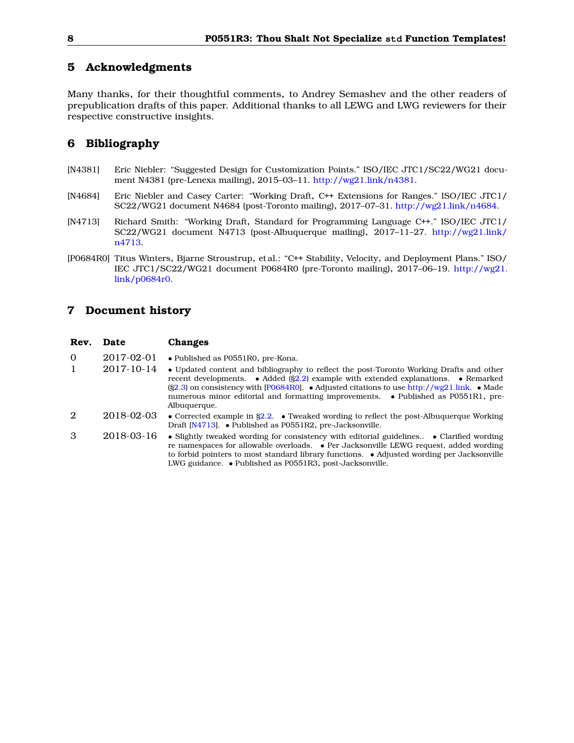## 5 Acknowledgments

Many thanks, for their thoughtful comments, to Andrey Semashev and the other readers of prepublication drafts of this paper. Additional thanks to all LEWG and LWG reviewers for their respective constructive insights.

## 6 Bibliography

[N4381] Eric Niebler: "Suggested Design for Customization Points." ISO/IEC JTC1/SC22/WG21 document N4381 (pre-Lenexa mailing), 2015–03–11. http://wg21.link/n4381.

[N4684] Eric Niebler and Casey Carter: "Working Draft, C++ Extensions for Ranges." ISO/IEC JTC1/SC22/WG21 document N4684 (post-Toronto mailing), 2017–07–31. http://wg21.link/n4684.

[N4713] Richard Smith: "Working Draft, Standard for Programming Language C++." ISO/IEC JTC1/SC22/WG21 document N4713 (post-Albuquerque mailing), 2017–11–27. http://wg21.link/n4713.

[P0684R0] Titus Winters, Bjarne Stroustrup, et al.: "C++ Stability, Velocity, and Deployment Plans." ISO/IEC JTC1/SC22/WG21 document P0684R0 (pre-Toronto mailing), 2017–06–19. http://wg21.link/p0684r0.

## 7 Document history

| Rev. | Date | Changes |
|---|---|---|
| 0 | 2017-02-01 | • Published as P0551R0, pre-Kona. |
| 1 | 2017-10-14 | • Updated content and bibliography to reflect the post-Toronto Working Drafts and other recent developments. • Added (§2.2) example with extended explanations. • Remarked (§2.3) on consistency with [P0684R0]. • Adjusted citations to use http://wg21.link. • Made numerous minor editorial and formatting improvements. • Published as P0551R1, pre-Albuquerque. |
| 2 | 2018-02-03 | • Corrected example in §2.2. • Tweaked wording to reflect the post-Albuquerque Working Draft [N4713]. • Published as P0551R2, pre-Jacksonville. |
| 3 | 2018-03-16 | • Slightly tweaked wording for consistency with editorial guidelines.. • Clarified wording re namespaces for allowable overloads. • Per Jacksonville LEWG request, added wording to forbid pointers to most standard library functions. • Adjusted wording per Jacksonville LWG guidance. • Published as P0551R3, post-Jacksonville. |